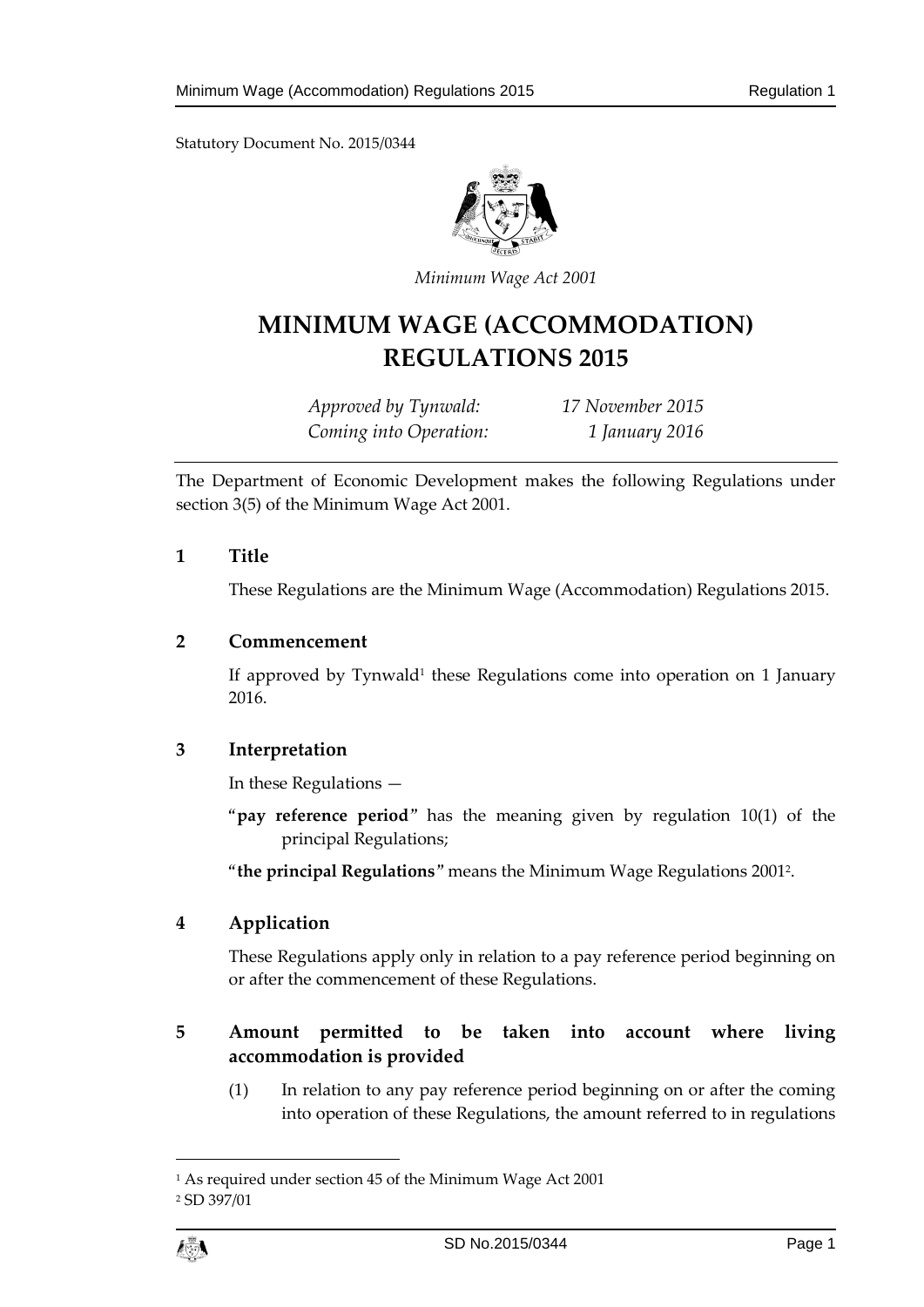Statutory Document No. 2015/0344

*Minimum Wage Act 2001*

# MINIMUM WAGE (ACCOMMODATION) REGULATIONS 2015

*Approved by Tynwald:* *17 November 2015*
*Coming into Operation:* *1 January 2016*

The Department of Economic Development makes the following Regulations under section 3(5) of the Minimum Wage Act 2001.

## 1 Title

These Regulations are the Minimum Wage (Accommodation) Regulations 2015.

## 2 Commencement

If approved by Tynwald[1] these Regulations come into operation on 1 January 2016.

## 3 Interpretation

In these Regulations —

"**pay reference period**" has the meaning given by regulation 10(1) of the principal Regulations;

"**the principal Regulations**" means the Minimum Wage Regulations 2001[2].

## 4 Application

These Regulations apply only in relation to a pay reference period beginning on or after the commencement of these Regulations.

## 5 Amount permitted to be taken into account where living accommodation is provided

(1) In relation to any pay reference period beginning on or after the coming into operation of these Regulations, the amount referred to in regulations

---

[1] As required under section 45 of the Minimum Wage Act 2001

[2] SD 397/01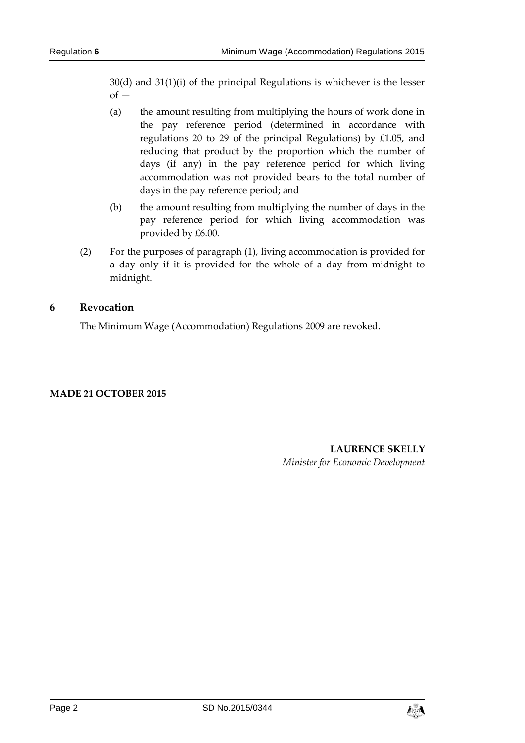30(d) and 31(1)(i) of the principal Regulations is whichever is the lesser of —

(a) the amount resulting from multiplying the hours of work done in the pay reference period (determined in accordance with regulations 20 to 29 of the principal Regulations) by £1.05, and reducing that product by the proportion which the number of days (if any) in the pay reference period for which living accommodation was not provided bears to the total number of days in the pay reference period; and

(b) the amount resulting from multiplying the number of days in the pay reference period for which living accommodation was provided by £6.00.

(2) For the purposes of paragraph (1), living accommodation is provided for a day only if it is provided for the whole of a day from midnight to midnight.

## 6 Revocation

The Minimum Wage (Accommodation) Regulations 2009 are revoked.

**MADE 21 OCTOBER 2015**

**LAURENCE SKELLY**
*Minister for Economic Development*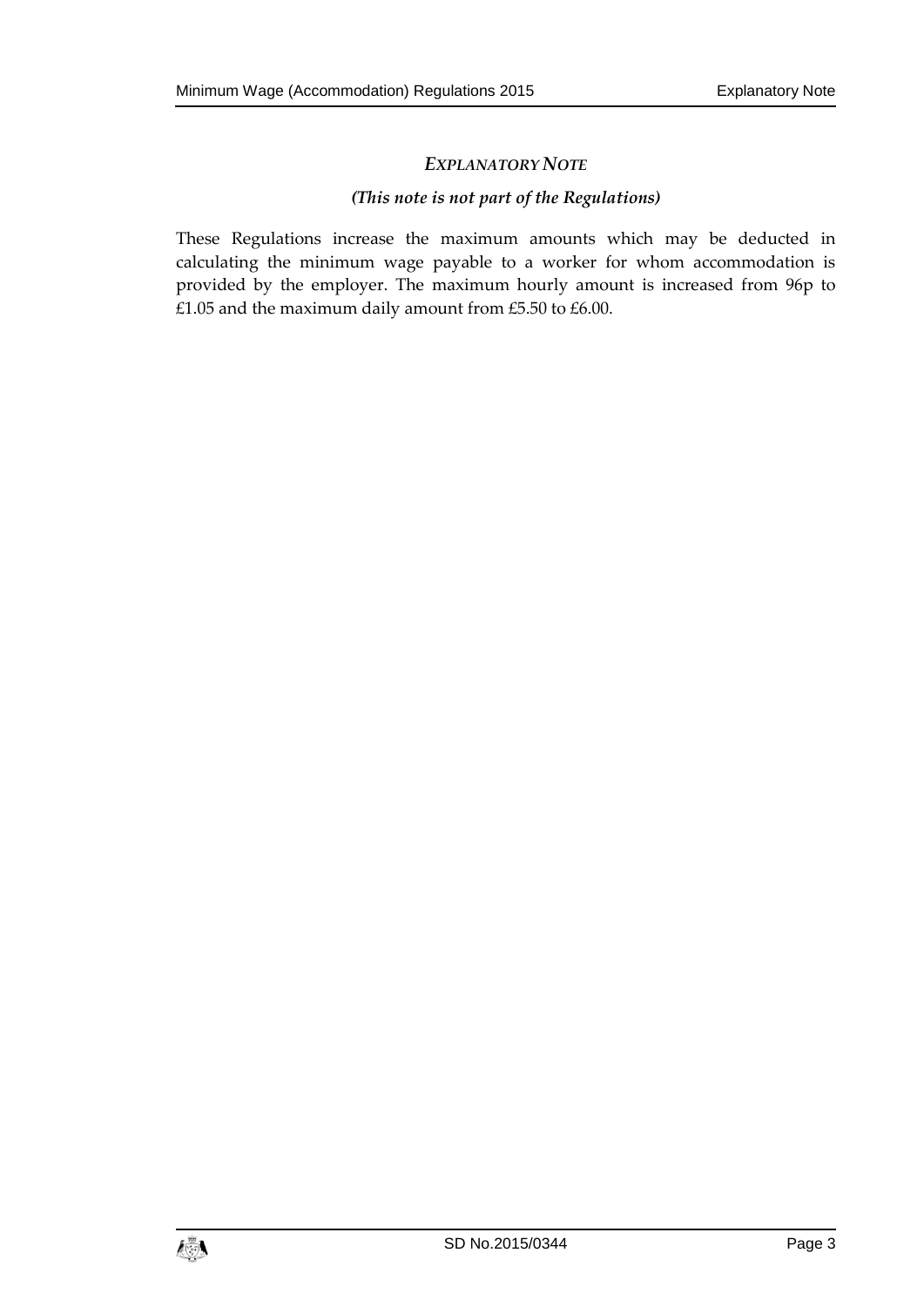## *EXPLANATORY NOTE*

***(This note is not part of the Regulations)***

These Regulations increase the maximum amounts which may be deducted in calculating the minimum wage payable to a worker for whom accommodation is provided by the employer. The maximum hourly amount is increased from 96p to £1.05 and the maximum daily amount from £5.50 to £6.00.